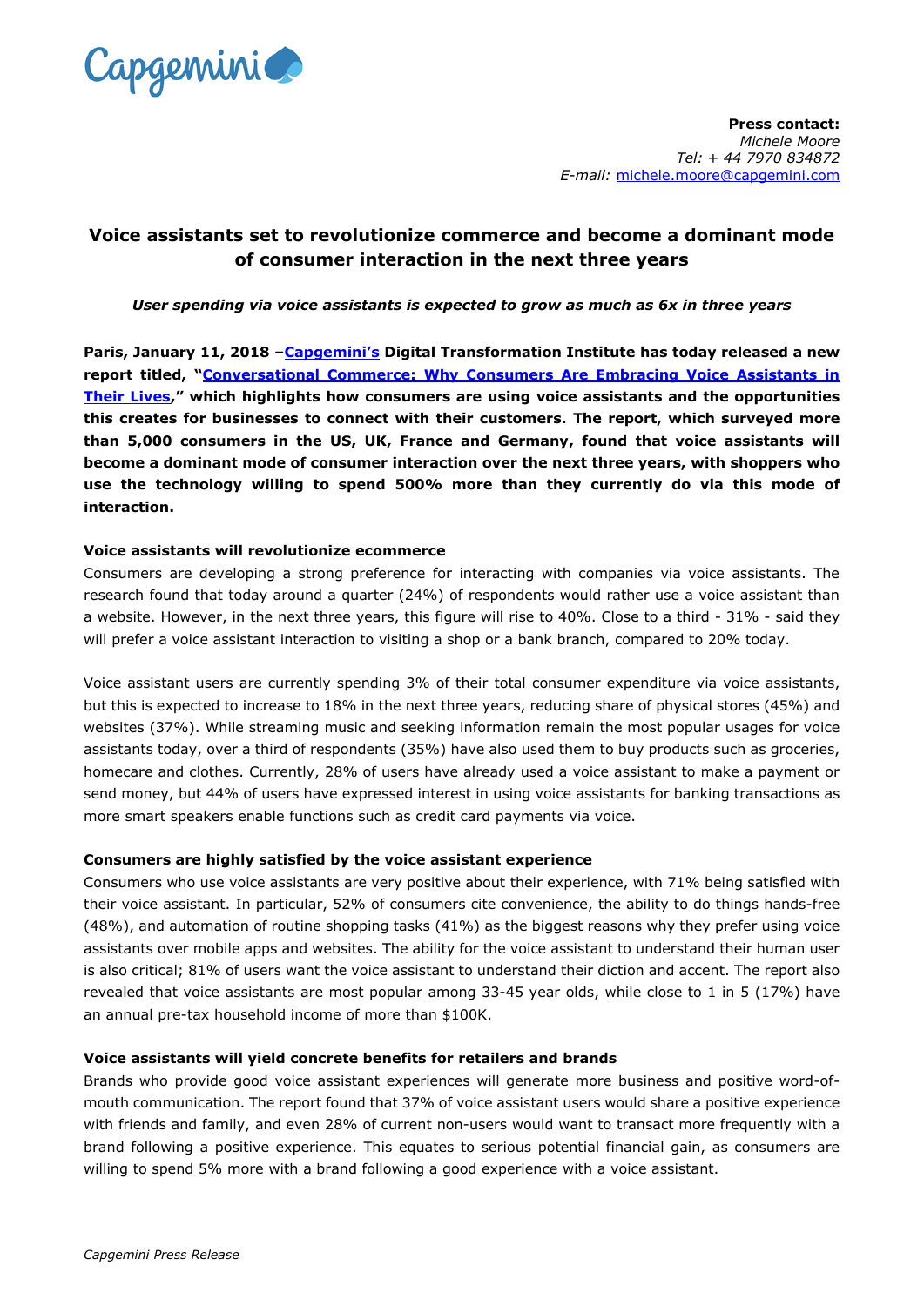Capgemini

**Press contact:**
*Michele Moore*
*Tel: + 44 7970 834872*
*E-mail:* michele.moore@capgemini.com

# Voice assistants set to revolutionize commerce and become a dominant mode of consumer interaction in the next three years

***User spending via voice assistants is expected to grow as much as 6x in three years***

**Paris, January 11, 2018 –Capgemini's Digital Transformation Institute has today released a new report titled, "Conversational Commerce: Why Consumers Are Embracing Voice Assistants in Their Lives," which highlights how consumers are using voice assistants and the opportunities this creates for businesses to connect with their customers. The report, which surveyed more than 5,000 consumers in the US, UK, France and Germany, found that voice assistants will become a dominant mode of consumer interaction over the next three years, with shoppers who use the technology willing to spend 500% more than they currently do via this mode of interaction.**

**Voice assistants will revolutionize ecommerce**

Consumers are developing a strong preference for interacting with companies via voice assistants. The research found that today around a quarter (24%) of respondents would rather use a voice assistant than a website. However, in the next three years, this figure will rise to 40%. Close to a third - 31% - said they will prefer a voice assistant interaction to visiting a shop or a bank branch, compared to 20% today.

Voice assistant users are currently spending 3% of their total consumer expenditure via voice assistants, but this is expected to increase to 18% in the next three years, reducing share of physical stores (45%) and websites (37%). While streaming music and seeking information remain the most popular usages for voice assistants today, over a third of respondents (35%) have also used them to buy products such as groceries, homecare and clothes. Currently, 28% of users have already used a voice assistant to make a payment or send money, but 44% of users have expressed interest in using voice assistants for banking transactions as more smart speakers enable functions such as credit card payments via voice.

**Consumers are highly satisfied by the voice assistant experience**

Consumers who use voice assistants are very positive about their experience, with 71% being satisfied with their voice assistant. In particular, 52% of consumers cite convenience, the ability to do things hands-free (48%), and automation of routine shopping tasks (41%) as the biggest reasons why they prefer using voice assistants over mobile apps and websites. The ability for the voice assistant to understand their human user is also critical; 81% of users want the voice assistant to understand their diction and accent. The report also revealed that voice assistants are most popular among 33-45 year olds, while close to 1 in 5 (17%) have an annual pre-tax household income of more than $100K.

**Voice assistants will yield concrete benefits for retailers and brands**

Brands who provide good voice assistant experiences will generate more business and positive word-of-mouth communication. The report found that 37% of voice assistant users would share a positive experience with friends and family, and even 28% of current non-users would want to transact more frequently with a brand following a positive experience. This equates to serious potential financial gain, as consumers are willing to spend 5% more with a brand following a good experience with a voice assistant.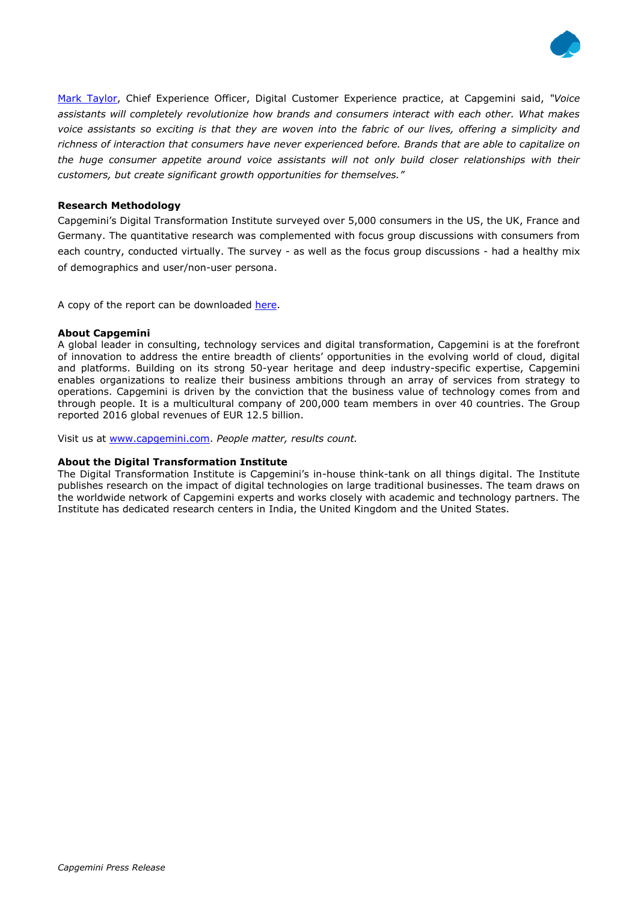Mark Taylor, Chief Experience Officer, Digital Customer Experience practice, at Capgemini said, *"Voice assistants will completely revolutionize how brands and consumers interact with each other. What makes voice assistants so exciting is that they are woven into the fabric of our lives, offering a simplicity and richness of interaction that consumers have never experienced before. Brands that are able to capitalize on the huge consumer appetite around voice assistants will not only build closer relationships with their customers, but create significant growth opportunities for themselves."*

**Research Methodology**

Capgemini's Digital Transformation Institute surveyed over 5,000 consumers in the US, the UK, France and Germany. The quantitative research was complemented with focus group discussions with consumers from each country, conducted virtually. The survey - as well as the focus group discussions - had a healthy mix of demographics and user/non-user persona.

A copy of the report can be downloaded here.

**About Capgemini**

A global leader in consulting, technology services and digital transformation, Capgemini is at the forefront of innovation to address the entire breadth of clients' opportunities in the evolving world of cloud, digital and platforms. Building on its strong 50-year heritage and deep industry-specific expertise, Capgemini enables organizations to realize their business ambitions through an array of services from strategy to operations. Capgemini is driven by the conviction that the business value of technology comes from and through people. It is a multicultural company of 200,000 team members in over 40 countries. The Group reported 2016 global revenues of EUR 12.5 billion.

Visit us at www.capgemini.com. *People matter, results count.*

**About the Digital Transformation Institute**

The Digital Transformation Institute is Capgemini's in-house think-tank on all things digital. The Institute publishes research on the impact of digital technologies on large traditional businesses. The team draws on the worldwide network of Capgemini experts and works closely with academic and technology partners. The Institute has dedicated research centers in India, the United Kingdom and the United States.